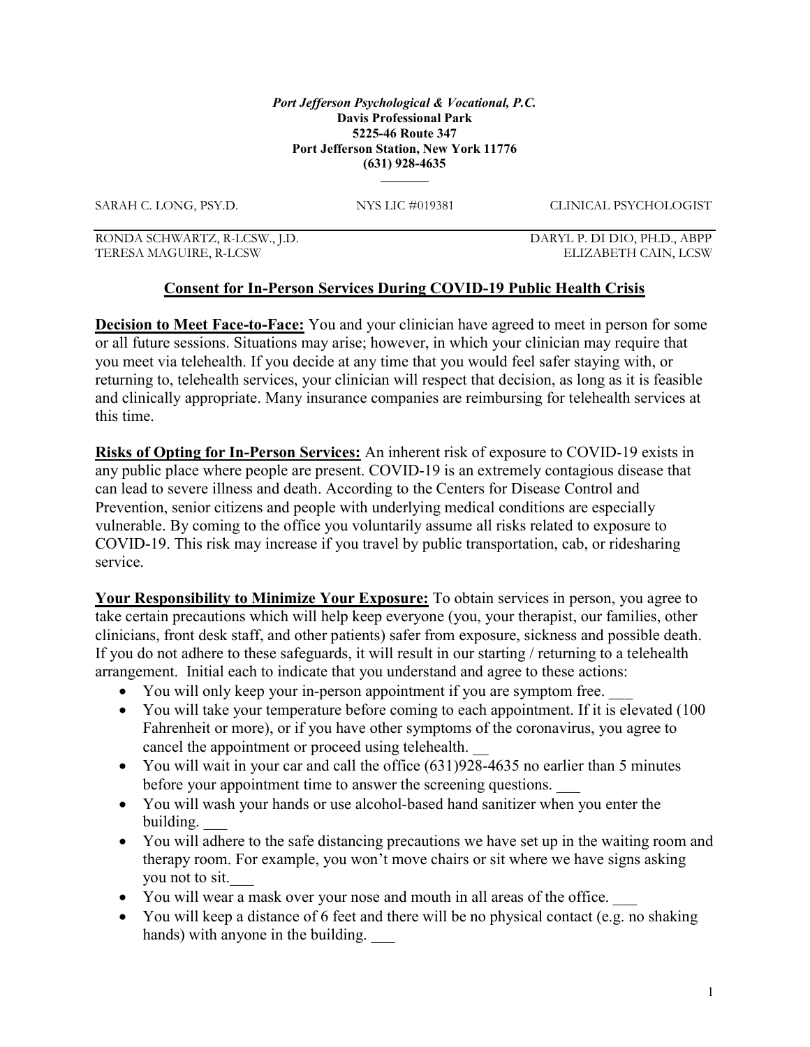*Port Jefferson Psychological & Vocational, P.C.*
**Davis Professional Park**
**5225-46 Route 347**
**Port Jefferson Station, New York 11776**
**(631) 928-4635**

SARAH C. LONG, PSY.D. NYS LIC #019381 CLINICAL PSYCHOLOGIST

RONDA SCHWARTZ, R-LCSW., J.D.
TERESA MAGUIRE, R-LCSW
DARYL P. DI DIO, PH.D., ABPP
ELIZABETH CAIN, LCSW

## Consent for In-Person Services During COVID-19 Public Health Crisis

**Decision to Meet Face-to-Face:** You and your clinician have agreed to meet in person for some or all future sessions. Situations may arise; however, in which your clinician may require that you meet via telehealth. If you decide at any time that you would feel safer staying with, or returning to, telehealth services, your clinician will respect that decision, as long as it is feasible and clinically appropriate. Many insurance companies are reimbursing for telehealth services at this time.

**Risks of Opting for In-Person Services:** An inherent risk of exposure to COVID-19 exists in any public place where people are present. COVID-19 is an extremely contagious disease that can lead to severe illness and death. According to the Centers for Disease Control and Prevention, senior citizens and people with underlying medical conditions are especially vulnerable. By coming to the office you voluntarily assume all risks related to exposure to COVID-19. This risk may increase if you travel by public transportation, cab, or ridesharing service.

**Your Responsibility to Minimize Your Exposure:** To obtain services in person, you agree to take certain precautions which will help keep everyone (you, your therapist, our families, other clinicians, front desk staff, and other patients) safer from exposure, sickness and possible death. If you do not adhere to these safeguards, it will result in our starting / returning to a telehealth arrangement. Initial each to indicate that you understand and agree to these actions:

- You will only keep your in-person appointment if you are symptom free. ___
- You will take your temperature before coming to each appointment. If it is elevated (100 Fahrenheit or more), or if you have other symptoms of the coronavirus, you agree to cancel the appointment or proceed using telehealth. __
- You will wait in your car and call the office (631)928-4635 no earlier than 5 minutes before your appointment time to answer the screening questions. ___
- You will wash your hands or use alcohol-based hand sanitizer when you enter the building. ___
- You will adhere to the safe distancing precautions we have set up in the waiting room and therapy room. For example, you won't move chairs or sit where we have signs asking you not to sit.___
- You will wear a mask over your nose and mouth in all areas of the office. ___
- You will keep a distance of 6 feet and there will be no physical contact (e.g. no shaking hands) with anyone in the building. ___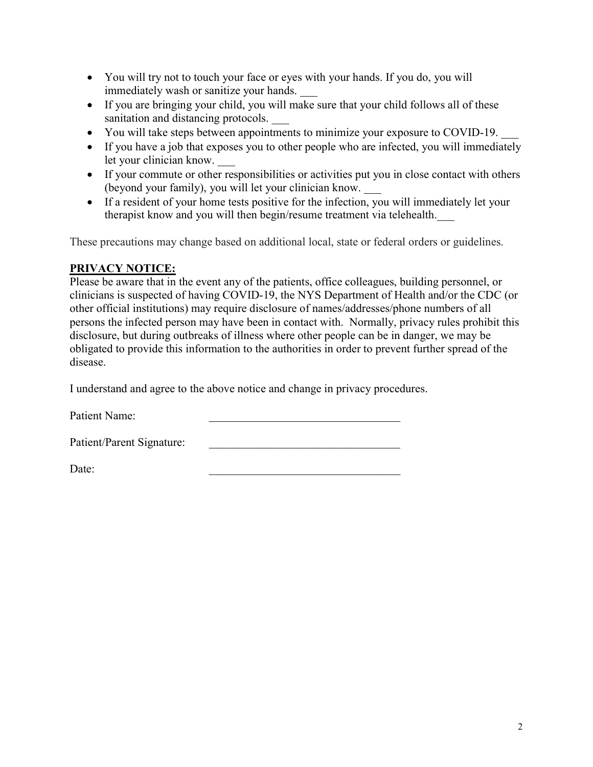- You will try not to touch your face or eyes with your hands. If you do, you will immediately wash or sanitize your hands. ___
- If you are bringing your child, you will make sure that your child follows all of these sanitation and distancing protocols. ___
- You will take steps between appointments to minimize your exposure to COVID-19. ___
- If you have a job that exposes you to other people who are infected, you will immediately let your clinician know. ___
- If your commute or other responsibilities or activities put you in close contact with others (beyond your family), you will let your clinician know. ___
- If a resident of your home tests positive for the infection, you will immediately let your therapist know and you will then begin/resume treatment via telehealth.___

These precautions may change based on additional local, state or federal orders or guidelines.

**PRIVACY NOTICE:**

Please be aware that in the event any of the patients, office colleagues, building personnel, or clinicians is suspected of having COVID-19, the NYS Department of Health and/or the CDC (or other official institutions) may require disclosure of names/addresses/phone numbers of all persons the infected person may have been in contact with. Normally, privacy rules prohibit this disclosure, but during outbreaks of illness where other people can be in danger, we may be obligated to provide this information to the authorities in order to prevent further spread of the disease.

I understand and agree to the above notice and change in privacy procedures.

Patient Name: ________________________________

Patient/Parent Signature: ________________________________

Date: ________________________________